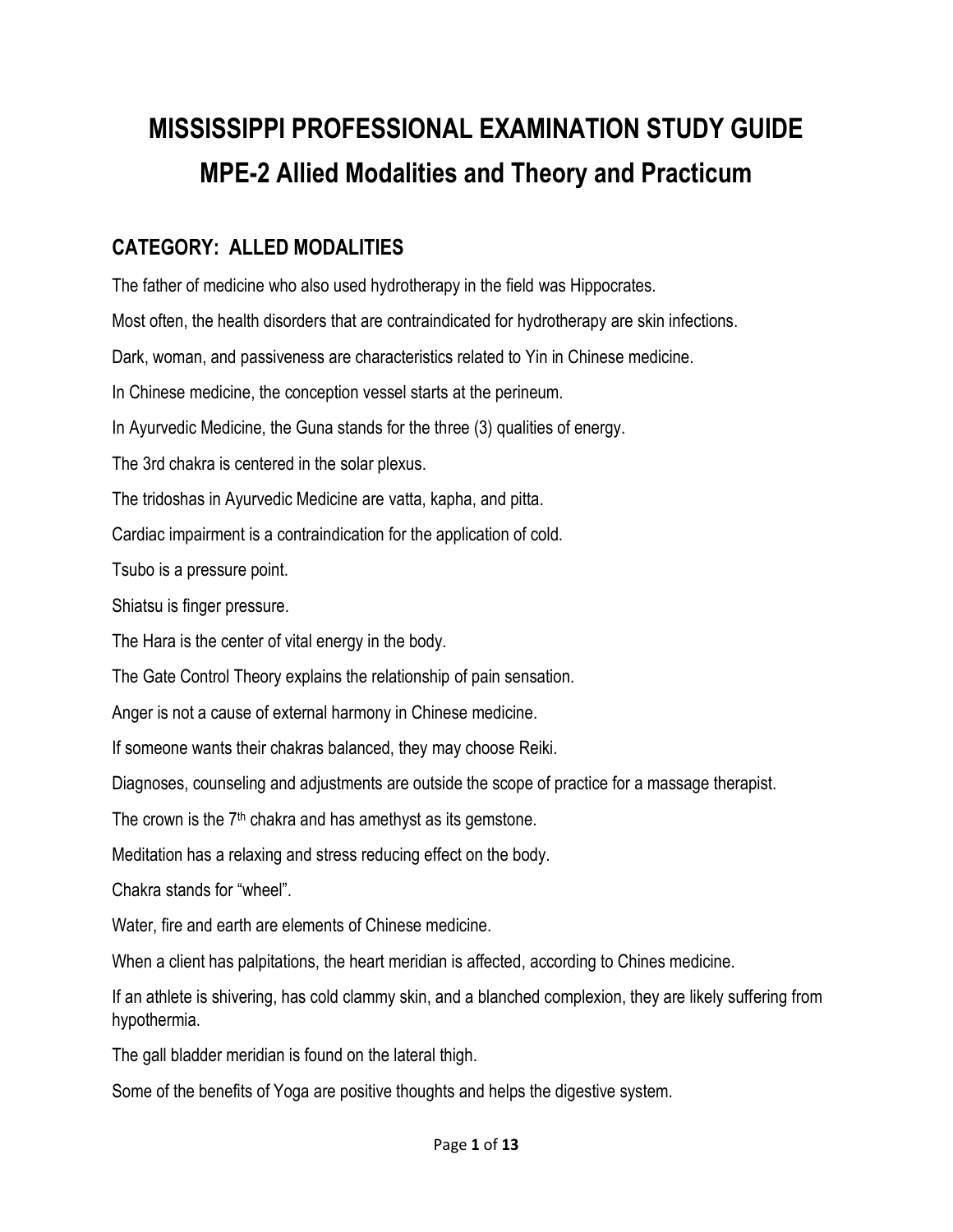# MISSISSIPPI PROFESSIONAL EXAMINATION STUDY GUIDE

# MPE-2 Allied Modalities and Theory and Practicum

## CATEGORY: ALLED MODALITIES

The father of medicine who also used hydrotherapy in the field was Hippocrates.

Most often, the health disorders that are contraindicated for hydrotherapy are skin infections.

Dark, woman, and passiveness are characteristics related to Yin in Chinese medicine.

In Chinese medicine, the conception vessel starts at the perineum.

In Ayurvedic Medicine, the Guna stands for the three (3) qualities of energy.

The 3rd chakra is centered in the solar plexus.

The tridoshas in Ayurvedic Medicine are vatta, kapha, and pitta.

Cardiac impairment is a contraindication for the application of cold.

Tsubo is a pressure point.

Shiatsu is finger pressure.

The Hara is the center of vital energy in the body.

The Gate Control Theory explains the relationship of pain sensation.

Anger is not a cause of external harmony in Chinese medicine.

If someone wants their chakras balanced, they may choose Reiki.

Diagnoses, counseling and adjustments are outside the scope of practice for a massage therapist.

The crown is the 7th chakra and has amethyst as its gemstone.

Meditation has a relaxing and stress reducing effect on the body.

Chakra stands for "wheel".

Water, fire and earth are elements of Chinese medicine.

When a client has palpitations, the heart meridian is affected, according to Chines medicine.

If an athlete is shivering, has cold clammy skin, and a blanched complexion, they are likely suffering from hypothermia.

The gall bladder meridian is found on the lateral thigh.

Some of the benefits of Yoga are positive thoughts and helps the digestive system.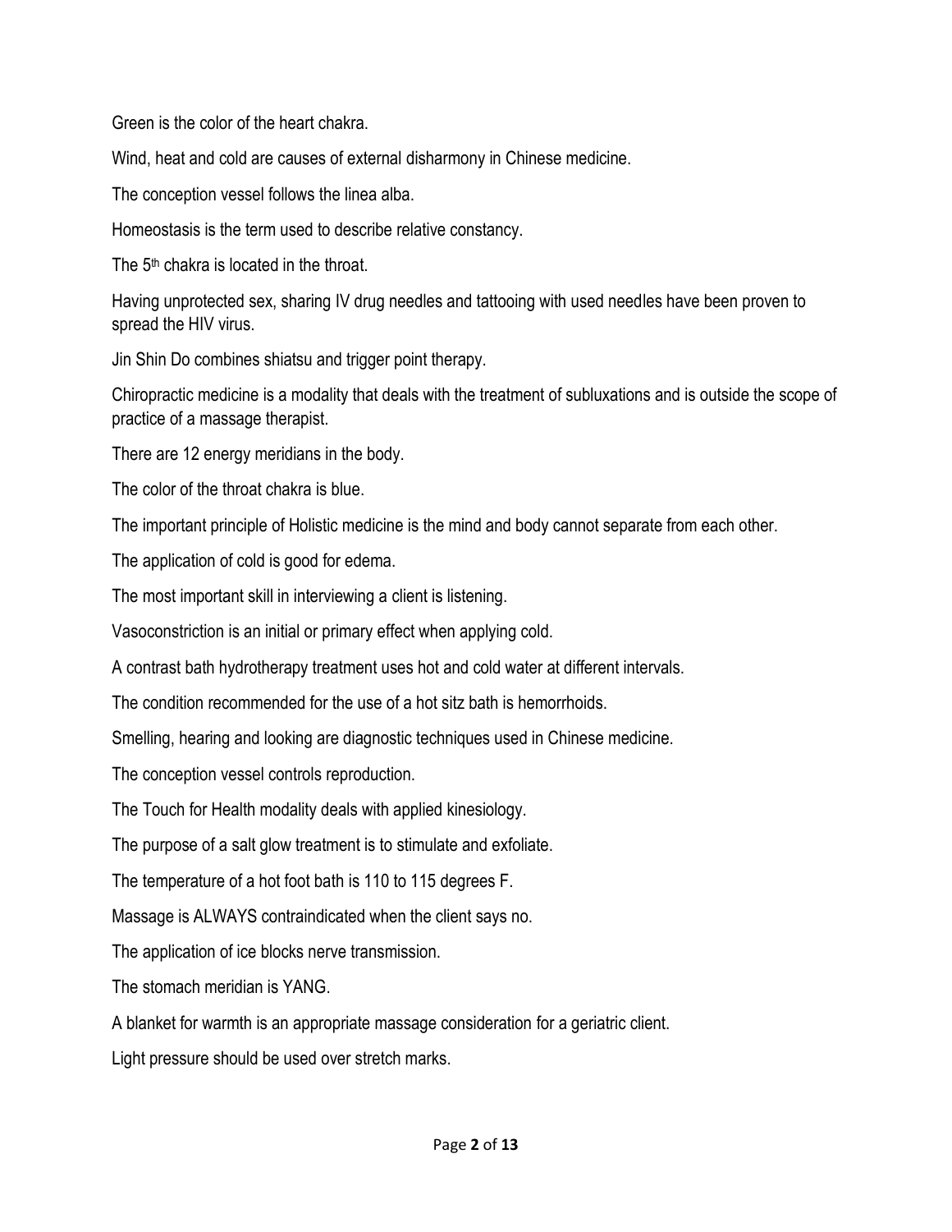Green is the color of the heart chakra.

Wind, heat and cold are causes of external disharmony in Chinese medicine.

The conception vessel follows the linea alba.

Homeostasis is the term used to describe relative constancy.

The 5th chakra is located in the throat.

Having unprotected sex, sharing IV drug needles and tattooing with used needles have been proven to spread the HIV virus.

Jin Shin Do combines shiatsu and trigger point therapy.

Chiropractic medicine is a modality that deals with the treatment of subluxations and is outside the scope of practice of a massage therapist.

There are 12 energy meridians in the body.

The color of the throat chakra is blue.

The important principle of Holistic medicine is the mind and body cannot separate from each other.

The application of cold is good for edema.

The most important skill in interviewing a client is listening.

Vasoconstriction is an initial or primary effect when applying cold.

A contrast bath hydrotherapy treatment uses hot and cold water at different intervals.

The condition recommended for the use of a hot sitz bath is hemorrhoids.

Smelling, hearing and looking are diagnostic techniques used in Chinese medicine.

The conception vessel controls reproduction.

The Touch for Health modality deals with applied kinesiology.

The purpose of a salt glow treatment is to stimulate and exfoliate.

The temperature of a hot foot bath is 110 to 115 degrees F.

Massage is ALWAYS contraindicated when the client says no.

The application of ice blocks nerve transmission.

The stomach meridian is YANG.

A blanket for warmth is an appropriate massage consideration for a geriatric client.

Light pressure should be used over stretch marks.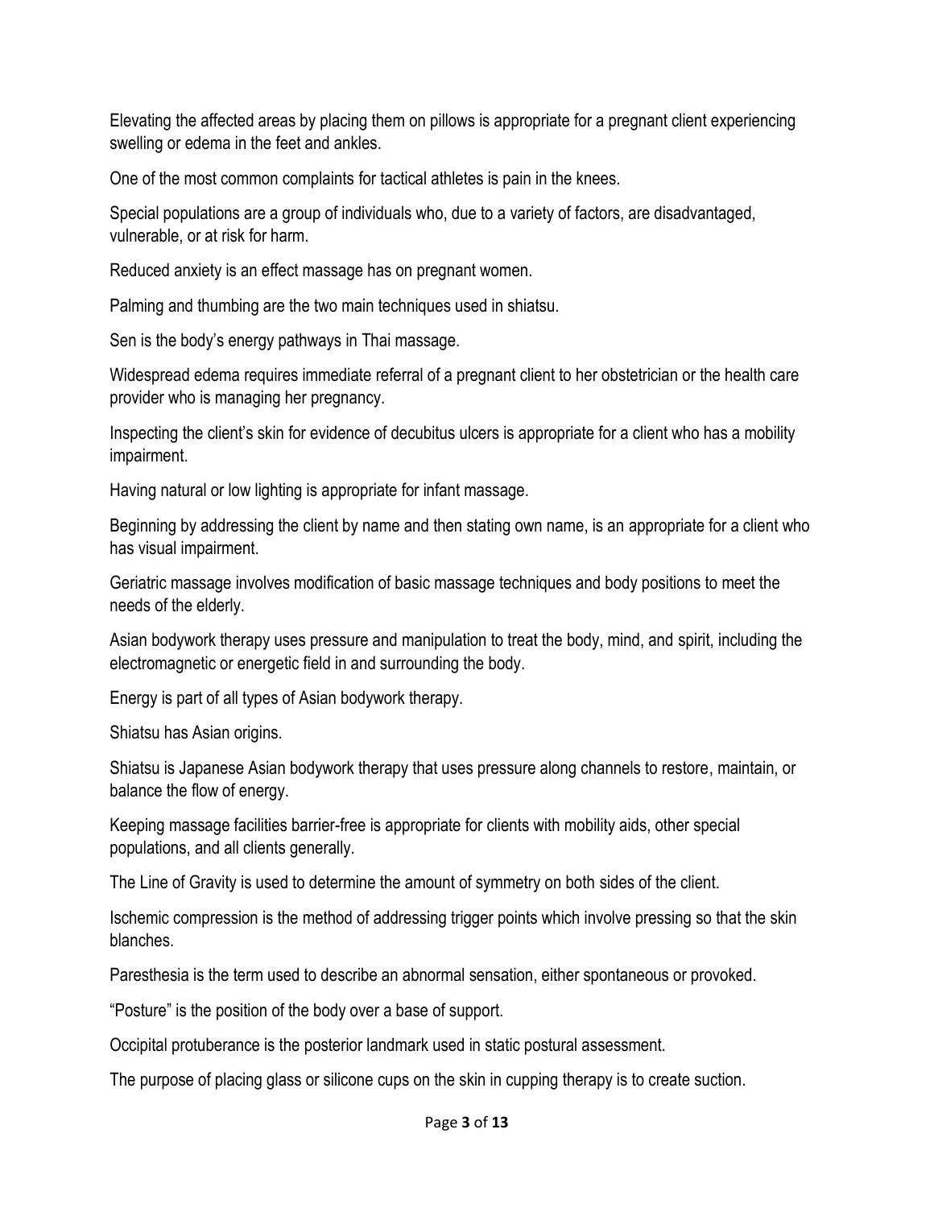Elevating the affected areas by placing them on pillows is appropriate for a pregnant client experiencing swelling or edema in the feet and ankles.

One of the most common complaints for tactical athletes is pain in the knees.

Special populations are a group of individuals who, due to a variety of factors, are disadvantaged, vulnerable, or at risk for harm.

Reduced anxiety is an effect massage has on pregnant women.

Palming and thumbing are the two main techniques used in shiatsu.

Sen is the body's energy pathways in Thai massage.

Widespread edema requires immediate referral of a pregnant client to her obstetrician or the health care provider who is managing her pregnancy.

Inspecting the client's skin for evidence of decubitus ulcers is appropriate for a client who has a mobility impairment.

Having natural or low lighting is appropriate for infant massage.

Beginning by addressing the client by name and then stating own name, is an appropriate for a client who has visual impairment.

Geriatric massage involves modification of basic massage techniques and body positions to meet the needs of the elderly.

Asian bodywork therapy uses pressure and manipulation to treat the body, mind, and spirit, including the electromagnetic or energetic field in and surrounding the body.

Energy is part of all types of Asian bodywork therapy.

Shiatsu has Asian origins.

Shiatsu is Japanese Asian bodywork therapy that uses pressure along channels to restore, maintain, or balance the flow of energy.

Keeping massage facilities barrier-free is appropriate for clients with mobility aids, other special populations, and all clients generally.

The Line of Gravity is used to determine the amount of symmetry on both sides of the client.

Ischemic compression is the method of addressing trigger points which involve pressing so that the skin blanches.

Paresthesia is the term used to describe an abnormal sensation, either spontaneous or provoked.

"Posture" is the position of the body over a base of support.

Occipital protuberance is the posterior landmark used in static postural assessment.

The purpose of placing glass or silicone cups on the skin in cupping therapy is to create suction.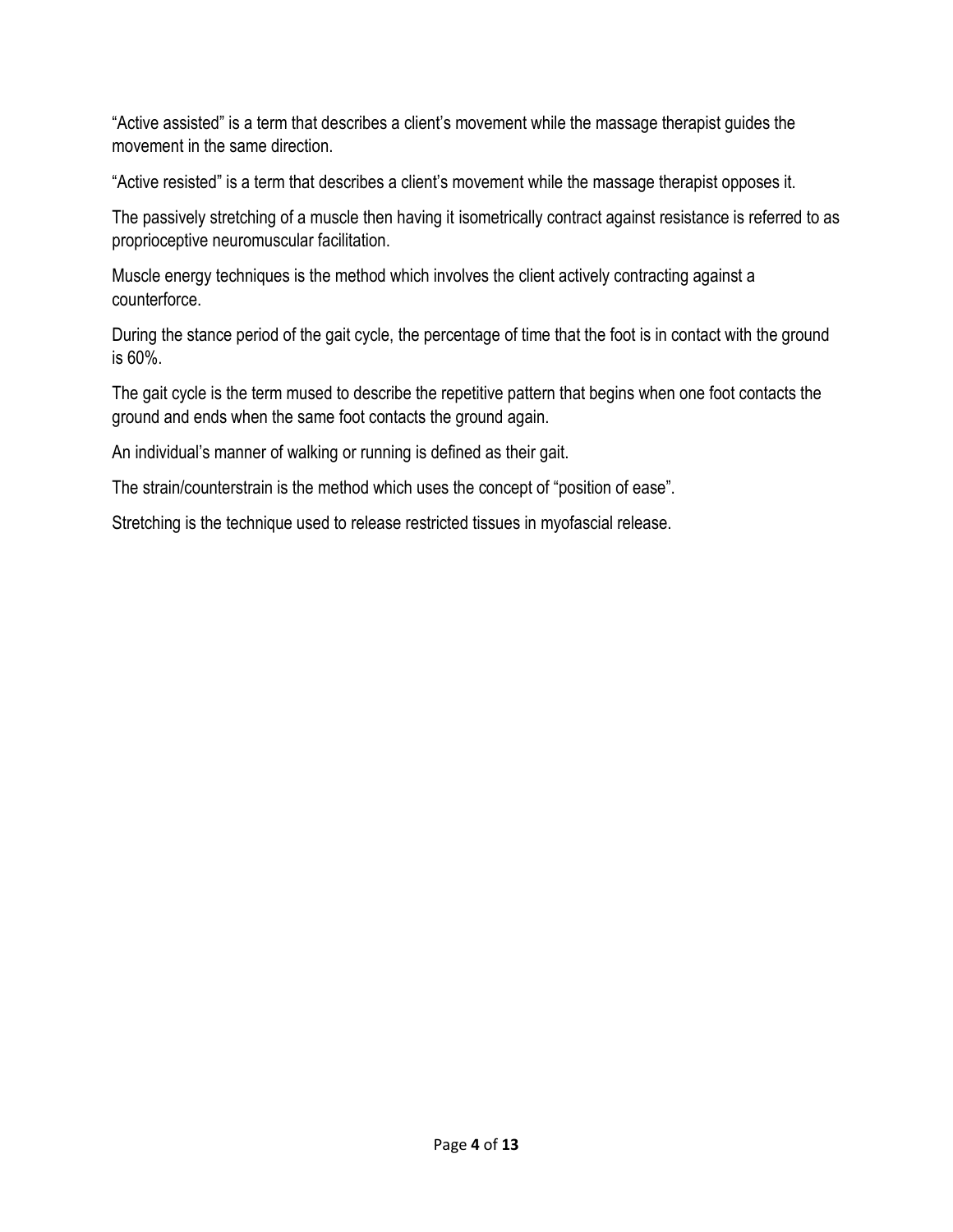"Active assisted" is a term that describes a client's movement while the massage therapist guides the movement in the same direction.

"Active resisted" is a term that describes a client's movement while the massage therapist opposes it.

The passively stretching of a muscle then having it isometrically contract against resistance is referred to as proprioceptive neuromuscular facilitation.

Muscle energy techniques is the method which involves the client actively contracting against a counterforce.

During the stance period of the gait cycle, the percentage of time that the foot is in contact with the ground is 60%.

The gait cycle is the term mused to describe the repetitive pattern that begins when one foot contacts the ground and ends when the same foot contacts the ground again.

An individual's manner of walking or running is defined as their gait.

The strain/counterstrain is the method which uses the concept of "position of ease".

Stretching is the technique used to release restricted tissues in myofascial release.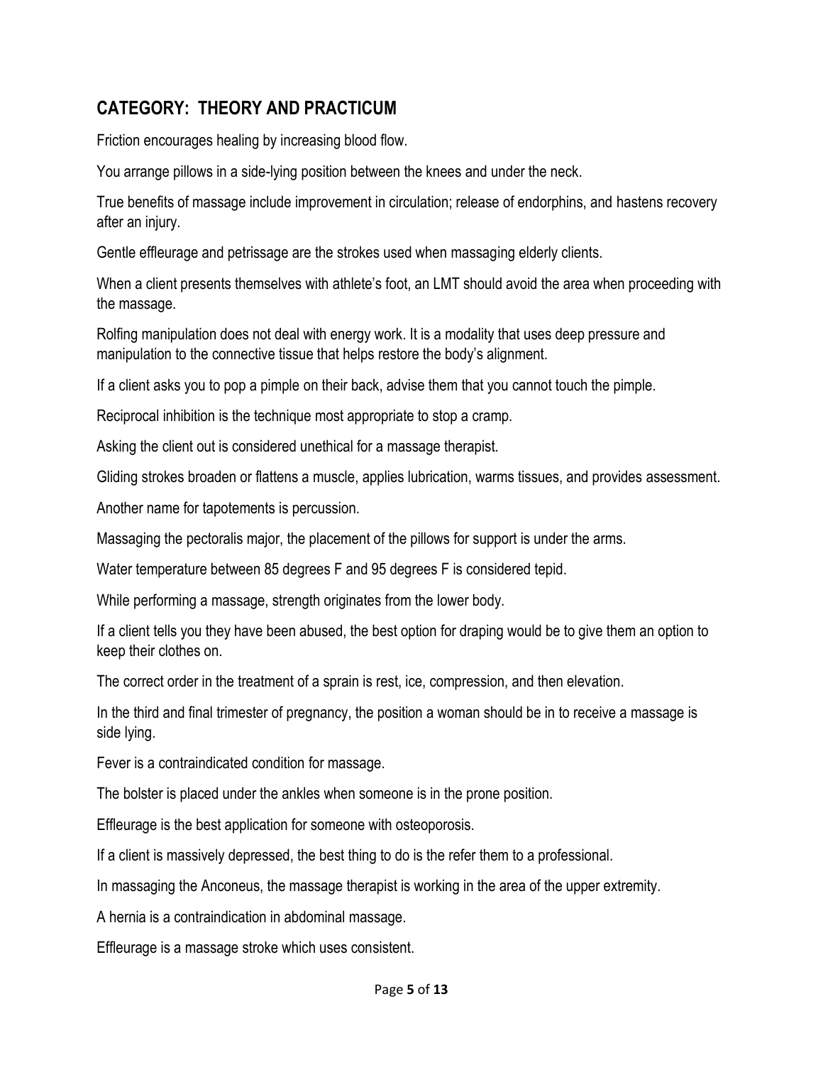## CATEGORY: THEORY AND PRACTICUM

Friction encourages healing by increasing blood flow.

You arrange pillows in a side-lying position between the knees and under the neck.

True benefits of massage include improvement in circulation; release of endorphins, and hastens recovery after an injury.

Gentle effleurage and petrissage are the strokes used when massaging elderly clients.

When a client presents themselves with athlete's foot, an LMT should avoid the area when proceeding with the massage.

Rolfing manipulation does not deal with energy work. It is a modality that uses deep pressure and manipulation to the connective tissue that helps restore the body's alignment.

If a client asks you to pop a pimple on their back, advise them that you cannot touch the pimple.

Reciprocal inhibition is the technique most appropriate to stop a cramp.

Asking the client out is considered unethical for a massage therapist.

Gliding strokes broaden or flattens a muscle, applies lubrication, warms tissues, and provides assessment.

Another name for tapotements is percussion.

Massaging the pectoralis major, the placement of the pillows for support is under the arms.

Water temperature between 85 degrees F and 95 degrees F is considered tepid.

While performing a massage, strength originates from the lower body.

If a client tells you they have been abused, the best option for draping would be to give them an option to keep their clothes on.

The correct order in the treatment of a sprain is rest, ice, compression, and then elevation.

In the third and final trimester of pregnancy, the position a woman should be in to receive a massage is side lying.

Fever is a contraindicated condition for massage.

The bolster is placed under the ankles when someone is in the prone position.

Effleurage is the best application for someone with osteoporosis.

If a client is massively depressed, the best thing to do is the refer them to a professional.

In massaging the Anconeus, the massage therapist is working in the area of the upper extremity.

A hernia is a contraindication in abdominal massage.

Effleurage is a massage stroke which uses consistent.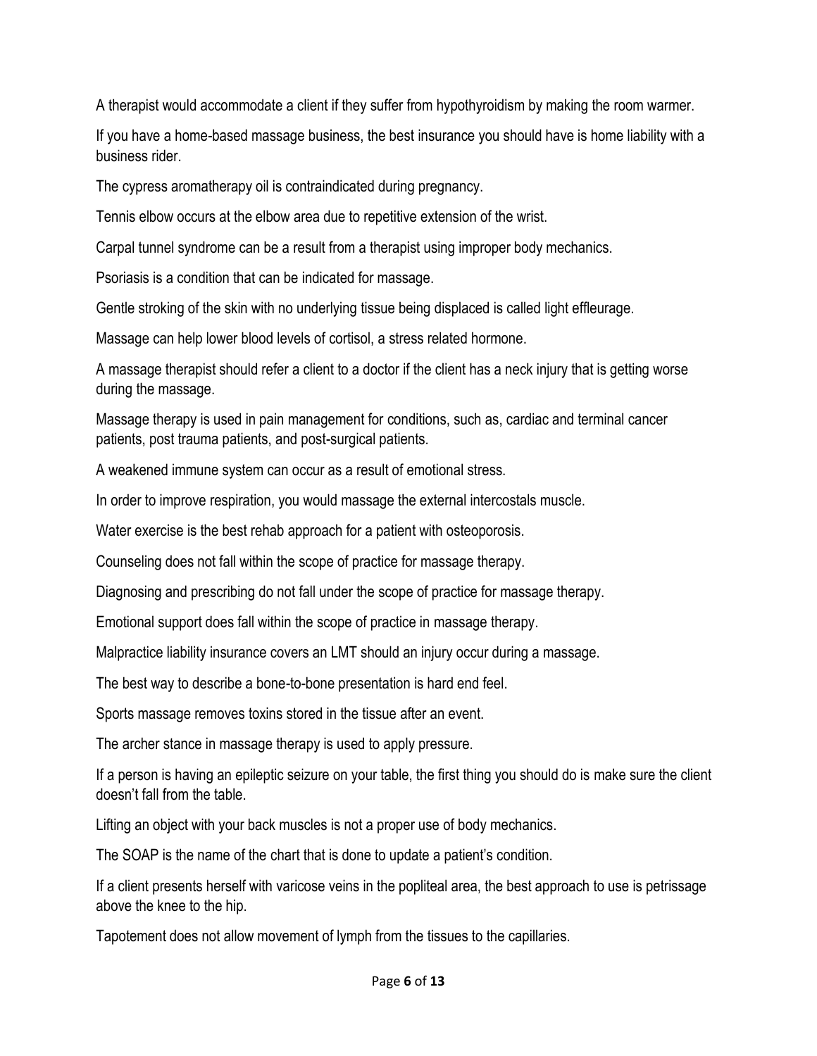A therapist would accommodate a client if they suffer from hypothyroidism by making the room warmer.

If you have a home-based massage business, the best insurance you should have is home liability with a business rider.

The cypress aromatherapy oil is contraindicated during pregnancy.

Tennis elbow occurs at the elbow area due to repetitive extension of the wrist.

Carpal tunnel syndrome can be a result from a therapist using improper body mechanics.

Psoriasis is a condition that can be indicated for massage.

Gentle stroking of the skin with no underlying tissue being displaced is called light effleurage.

Massage can help lower blood levels of cortisol, a stress related hormone.

A massage therapist should refer a client to a doctor if the client has a neck injury that is getting worse during the massage.

Massage therapy is used in pain management for conditions, such as, cardiac and terminal cancer patients, post trauma patients, and post-surgical patients.

A weakened immune system can occur as a result of emotional stress.

In order to improve respiration, you would massage the external intercostals muscle.

Water exercise is the best rehab approach for a patient with osteoporosis.

Counseling does not fall within the scope of practice for massage therapy.

Diagnosing and prescribing do not fall under the scope of practice for massage therapy.

Emotional support does fall within the scope of practice in massage therapy.

Malpractice liability insurance covers an LMT should an injury occur during a massage.

The best way to describe a bone-to-bone presentation is hard end feel.

Sports massage removes toxins stored in the tissue after an event.

The archer stance in massage therapy is used to apply pressure.

If a person is having an epileptic seizure on your table, the first thing you should do is make sure the client doesn't fall from the table.

Lifting an object with your back muscles is not a proper use of body mechanics.

The SOAP is the name of the chart that is done to update a patient's condition.

If a client presents herself with varicose veins in the popliteal area, the best approach to use is petrissage above the knee to the hip.

Tapotement does not allow movement of lymph from the tissues to the capillaries.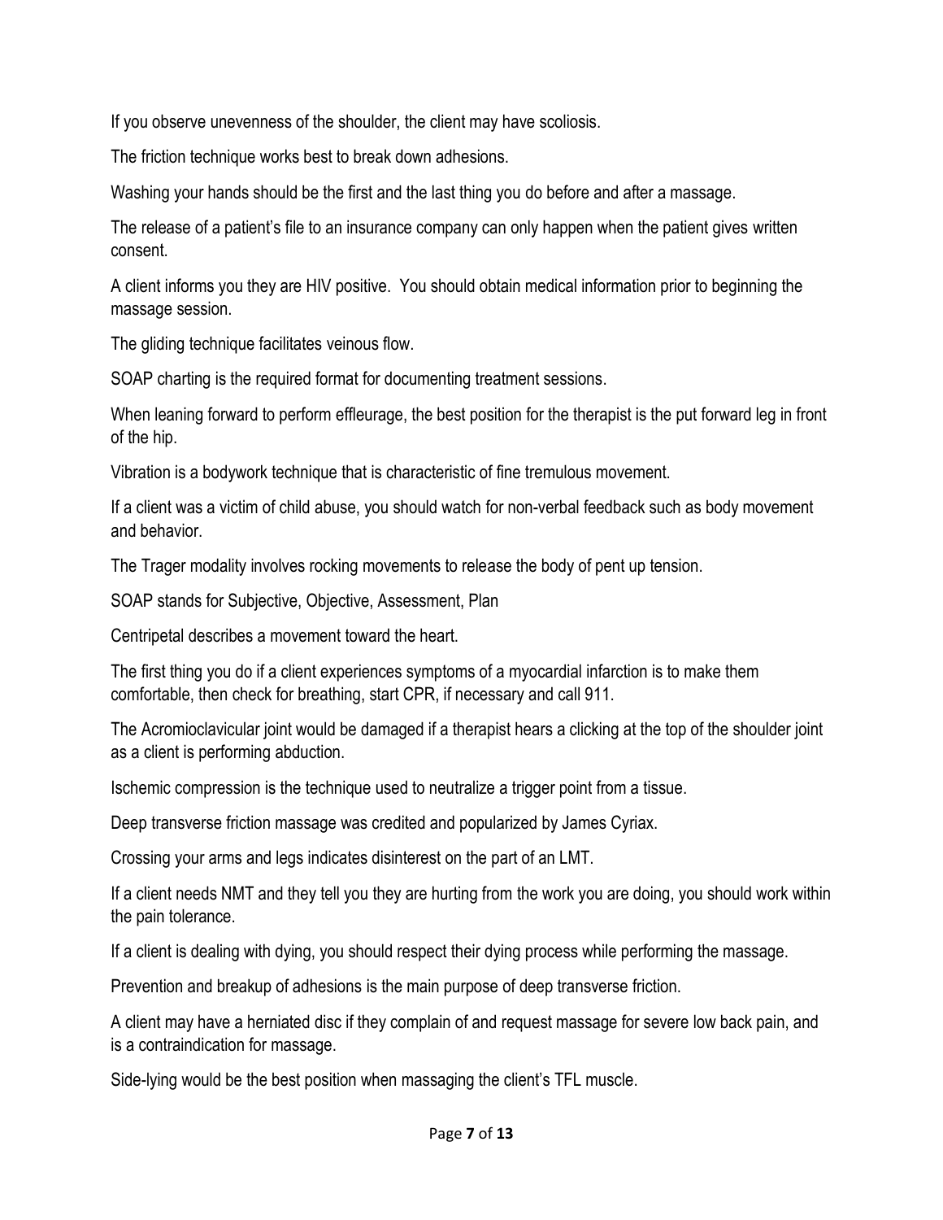If you observe unevenness of the shoulder, the client may have scoliosis.

The friction technique works best to break down adhesions.

Washing your hands should be the first and the last thing you do before and after a massage.

The release of a patient's file to an insurance company can only happen when the patient gives written consent.

A client informs you they are HIV positive. You should obtain medical information prior to beginning the massage session.

The gliding technique facilitates veinous flow.

SOAP charting is the required format for documenting treatment sessions.

When leaning forward to perform effleurage, the best position for the therapist is the put forward leg in front of the hip.

Vibration is a bodywork technique that is characteristic of fine tremulous movement.

If a client was a victim of child abuse, you should watch for non-verbal feedback such as body movement and behavior.

The Trager modality involves rocking movements to release the body of pent up tension.

SOAP stands for Subjective, Objective, Assessment, Plan

Centripetal describes a movement toward the heart.

The first thing you do if a client experiences symptoms of a myocardial infarction is to make them comfortable, then check for breathing, start CPR, if necessary and call 911.

The Acromioclavicular joint would be damaged if a therapist hears a clicking at the top of the shoulder joint as a client is performing abduction.

Ischemic compression is the technique used to neutralize a trigger point from a tissue.

Deep transverse friction massage was credited and popularized by James Cyriax.

Crossing your arms and legs indicates disinterest on the part of an LMT.

If a client needs NMT and they tell you they are hurting from the work you are doing, you should work within the pain tolerance.

If a client is dealing with dying, you should respect their dying process while performing the massage.

Prevention and breakup of adhesions is the main purpose of deep transverse friction.

A client may have a herniated disc if they complain of and request massage for severe low back pain, and is a contraindication for massage.

Side-lying would be the best position when massaging the client's TFL muscle.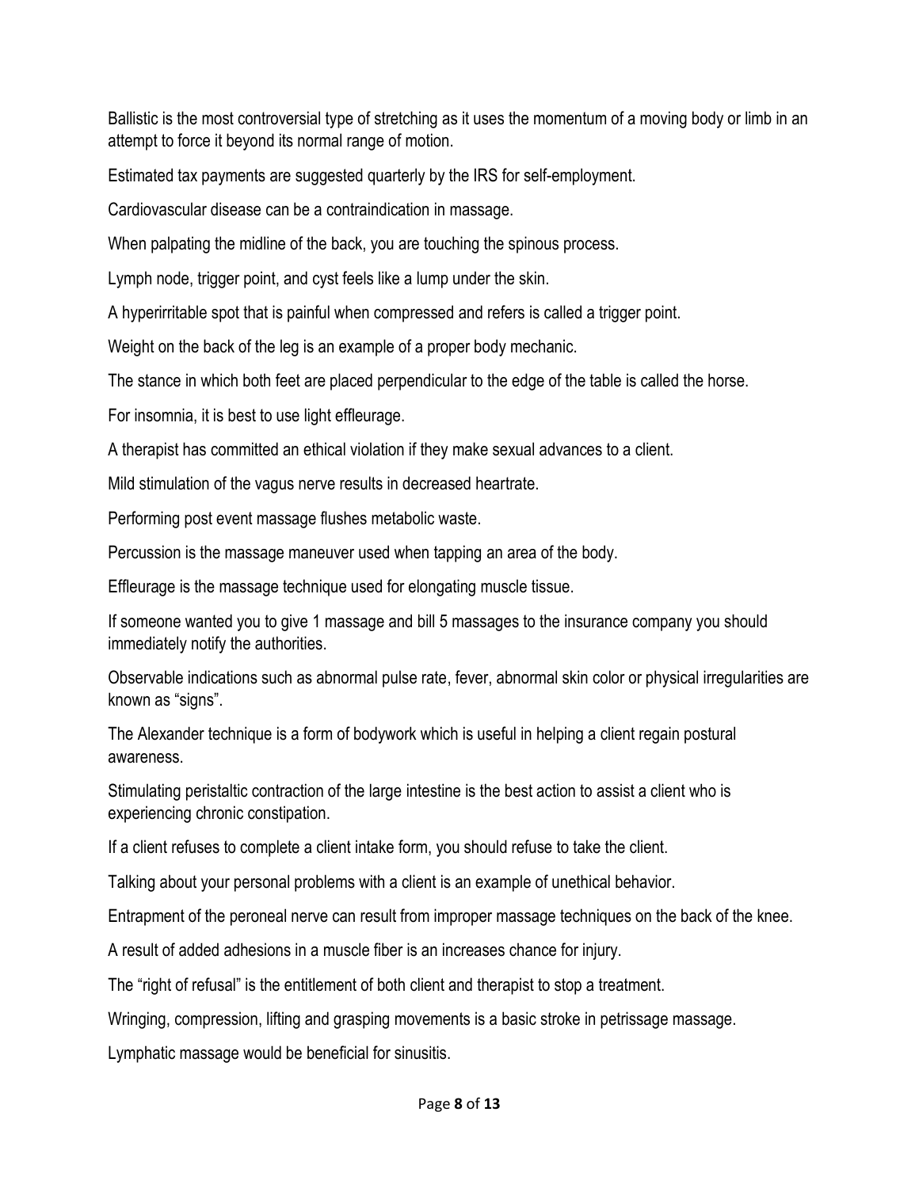Ballistic is the most controversial type of stretching as it uses the momentum of a moving body or limb in an attempt to force it beyond its normal range of motion.

Estimated tax payments are suggested quarterly by the IRS for self-employment.

Cardiovascular disease can be a contraindication in massage.

When palpating the midline of the back, you are touching the spinous process.

Lymph node, trigger point, and cyst feels like a lump under the skin.

A hyperirritable spot that is painful when compressed and refers is called a trigger point.

Weight on the back of the leg is an example of a proper body mechanic.

The stance in which both feet are placed perpendicular to the edge of the table is called the horse.

For insomnia, it is best to use light effleurage.

A therapist has committed an ethical violation if they make sexual advances to a client.

Mild stimulation of the vagus nerve results in decreased heartrate.

Performing post event massage flushes metabolic waste.

Percussion is the massage maneuver used when tapping an area of the body.

Effleurage is the massage technique used for elongating muscle tissue.

If someone wanted you to give 1 massage and bill 5 massages to the insurance company you should immediately notify the authorities.

Observable indications such as abnormal pulse rate, fever, abnormal skin color or physical irregularities are known as "signs".

The Alexander technique is a form of bodywork which is useful in helping a client regain postural awareness.

Stimulating peristaltic contraction of the large intestine is the best action to assist a client who is experiencing chronic constipation.

If a client refuses to complete a client intake form, you should refuse to take the client.

Talking about your personal problems with a client is an example of unethical behavior.

Entrapment of the peroneal nerve can result from improper massage techniques on the back of the knee.

A result of added adhesions in a muscle fiber is an increases chance for injury.

The "right of refusal" is the entitlement of both client and therapist to stop a treatment.

Wringing, compression, lifting and grasping movements is a basic stroke in petrissage massage.

Lymphatic massage would be beneficial for sinusitis.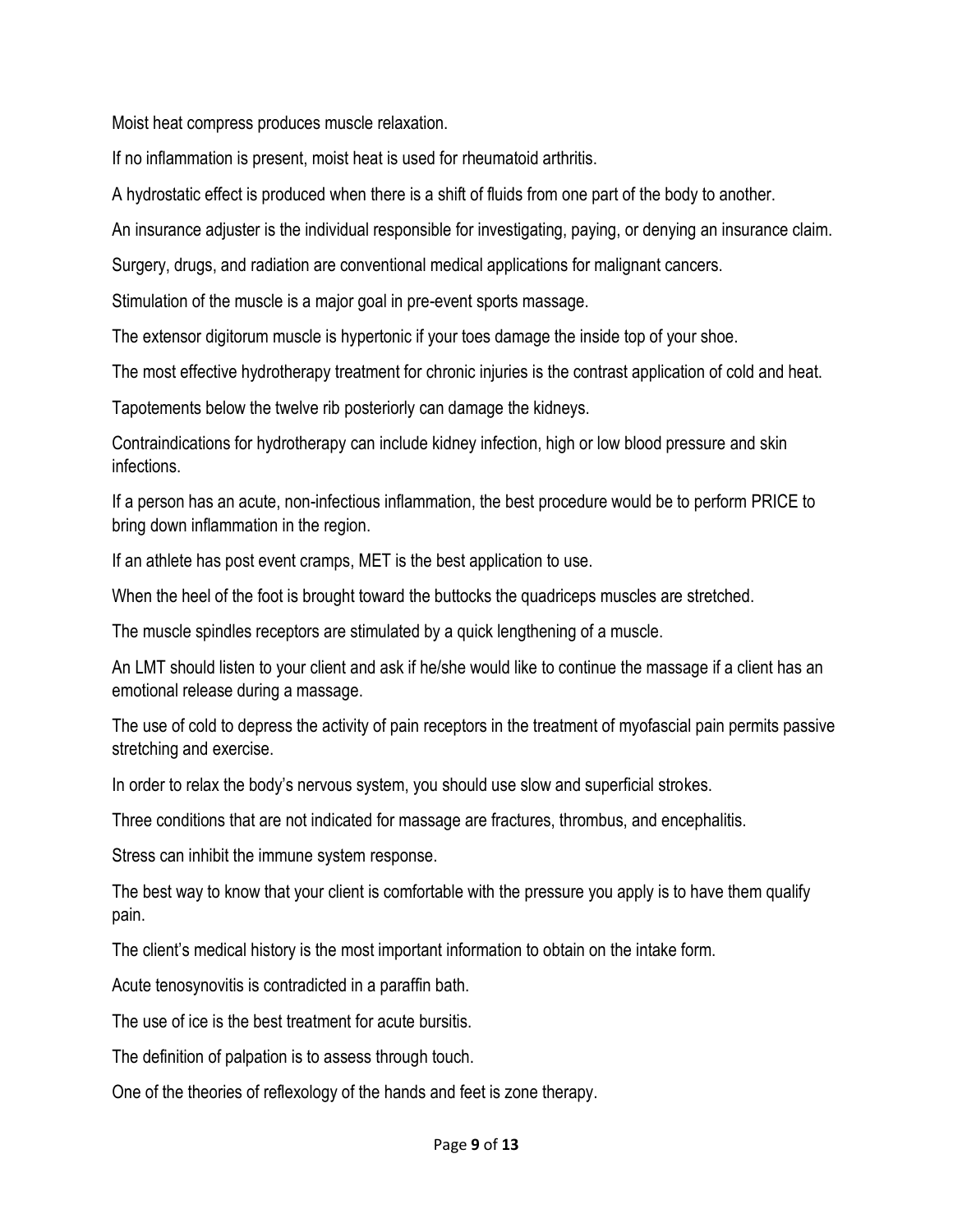Moist heat compress produces muscle relaxation.

If no inflammation is present, moist heat is used for rheumatoid arthritis.

A hydrostatic effect is produced when there is a shift of fluids from one part of the body to another.

An insurance adjuster is the individual responsible for investigating, paying, or denying an insurance claim.

Surgery, drugs, and radiation are conventional medical applications for malignant cancers.

Stimulation of the muscle is a major goal in pre-event sports massage.

The extensor digitorum muscle is hypertonic if your toes damage the inside top of your shoe.

The most effective hydrotherapy treatment for chronic injuries is the contrast application of cold and heat.

Tapotements below the twelve rib posteriorly can damage the kidneys.

Contraindications for hydrotherapy can include kidney infection, high or low blood pressure and skin infections.

If a person has an acute, non-infectious inflammation, the best procedure would be to perform PRICE to bring down inflammation in the region.

If an athlete has post event cramps, MET is the best application to use.

When the heel of the foot is brought toward the buttocks the quadriceps muscles are stretched.

The muscle spindles receptors are stimulated by a quick lengthening of a muscle.

An LMT should listen to your client and ask if he/she would like to continue the massage if a client has an emotional release during a massage.

The use of cold to depress the activity of pain receptors in the treatment of myofascial pain permits passive stretching and exercise.

In order to relax the body's nervous system, you should use slow and superficial strokes.

Three conditions that are not indicated for massage are fractures, thrombus, and encephalitis.

Stress can inhibit the immune system response.

The best way to know that your client is comfortable with the pressure you apply is to have them qualify pain.

The client's medical history is the most important information to obtain on the intake form.

Acute tenosynovitis is contradicted in a paraffin bath.

The use of ice is the best treatment for acute bursitis.

The definition of palpation is to assess through touch.

One of the theories of reflexology of the hands and feet is zone therapy.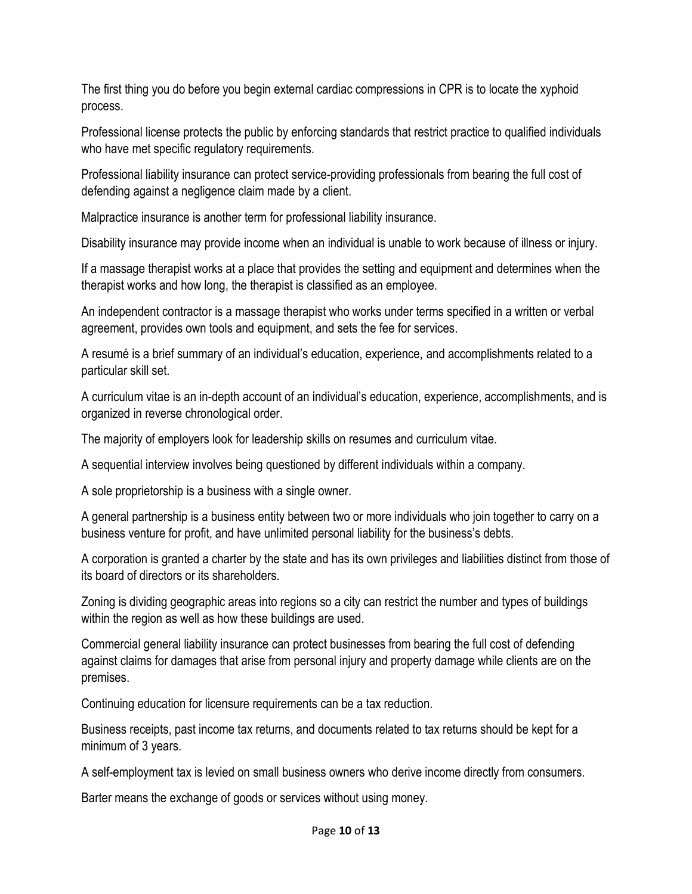The first thing you do before you begin external cardiac compressions in CPR is to locate the xyphoid process.

Professional license protects the public by enforcing standards that restrict practice to qualified individuals who have met specific regulatory requirements.

Professional liability insurance can protect service-providing professionals from bearing the full cost of defending against a negligence claim made by a client.

Malpractice insurance is another term for professional liability insurance.

Disability insurance may provide income when an individual is unable to work because of illness or injury.

If a massage therapist works at a place that provides the setting and equipment and determines when the therapist works and how long, the therapist is classified as an employee.

An independent contractor is a massage therapist who works under terms specified in a written or verbal agreement, provides own tools and equipment, and sets the fee for services.

A resumé is a brief summary of an individual's education, experience, and accomplishments related to a particular skill set.

A curriculum vitae is an in-depth account of an individual's education, experience, accomplishments, and is organized in reverse chronological order.

The majority of employers look for leadership skills on resumes and curriculum vitae.

A sequential interview involves being questioned by different individuals within a company.

A sole proprietorship is a business with a single owner.

A general partnership is a business entity between two or more individuals who join together to carry on a business venture for profit, and have unlimited personal liability for the business's debts.

A corporation is granted a charter by the state and has its own privileges and liabilities distinct from those of its board of directors or its shareholders.

Zoning is dividing geographic areas into regions so a city can restrict the number and types of buildings within the region as well as how these buildings are used.

Commercial general liability insurance can protect businesses from bearing the full cost of defending against claims for damages that arise from personal injury and property damage while clients are on the premises.

Continuing education for licensure requirements can be a tax reduction.

Business receipts, past income tax returns, and documents related to tax returns should be kept for a minimum of 3 years.

A self-employment tax is levied on small business owners who derive income directly from consumers.

Barter means the exchange of goods or services without using money.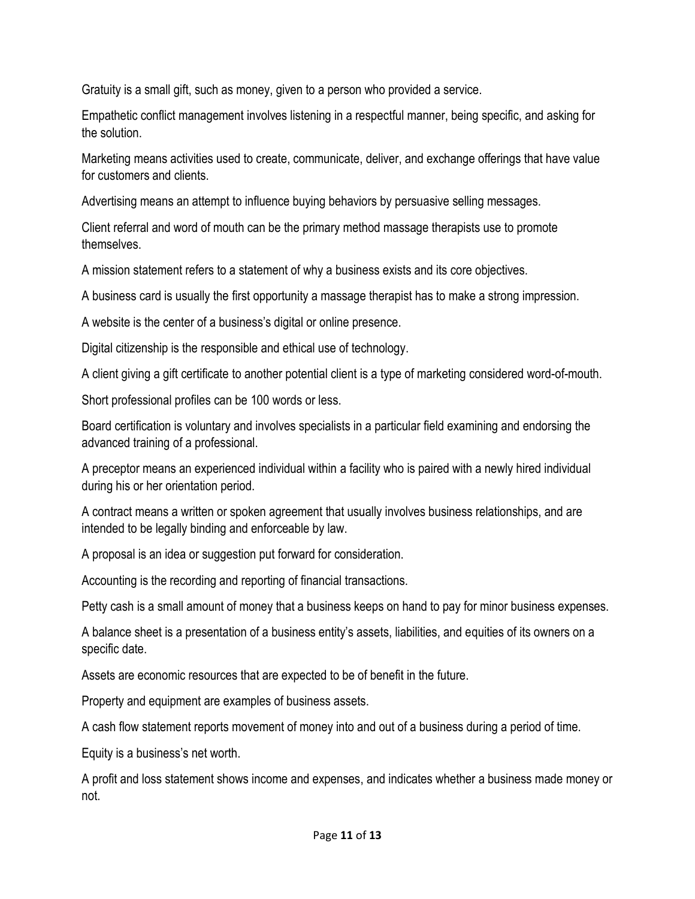Gratuity is a small gift, such as money, given to a person who provided a service.

Empathetic conflict management involves listening in a respectful manner, being specific, and asking for the solution.

Marketing means activities used to create, communicate, deliver, and exchange offerings that have value for customers and clients.

Advertising means an attempt to influence buying behaviors by persuasive selling messages.

Client referral and word of mouth can be the primary method massage therapists use to promote themselves.

A mission statement refers to a statement of why a business exists and its core objectives.

A business card is usually the first opportunity a massage therapist has to make a strong impression.

A website is the center of a business's digital or online presence.

Digital citizenship is the responsible and ethical use of technology.

A client giving a gift certificate to another potential client is a type of marketing considered word-of-mouth.

Short professional profiles can be 100 words or less.

Board certification is voluntary and involves specialists in a particular field examining and endorsing the advanced training of a professional.

A preceptor means an experienced individual within a facility who is paired with a newly hired individual during his or her orientation period.

A contract means a written or spoken agreement that usually involves business relationships, and are intended to be legally binding and enforceable by law.

A proposal is an idea or suggestion put forward for consideration.

Accounting is the recording and reporting of financial transactions.

Petty cash is a small amount of money that a business keeps on hand to pay for minor business expenses.

A balance sheet is a presentation of a business entity's assets, liabilities, and equities of its owners on a specific date.

Assets are economic resources that are expected to be of benefit in the future.

Property and equipment are examples of business assets.

A cash flow statement reports movement of money into and out of a business during a period of time.

Equity is a business's net worth.

A profit and loss statement shows income and expenses, and indicates whether a business made money or not.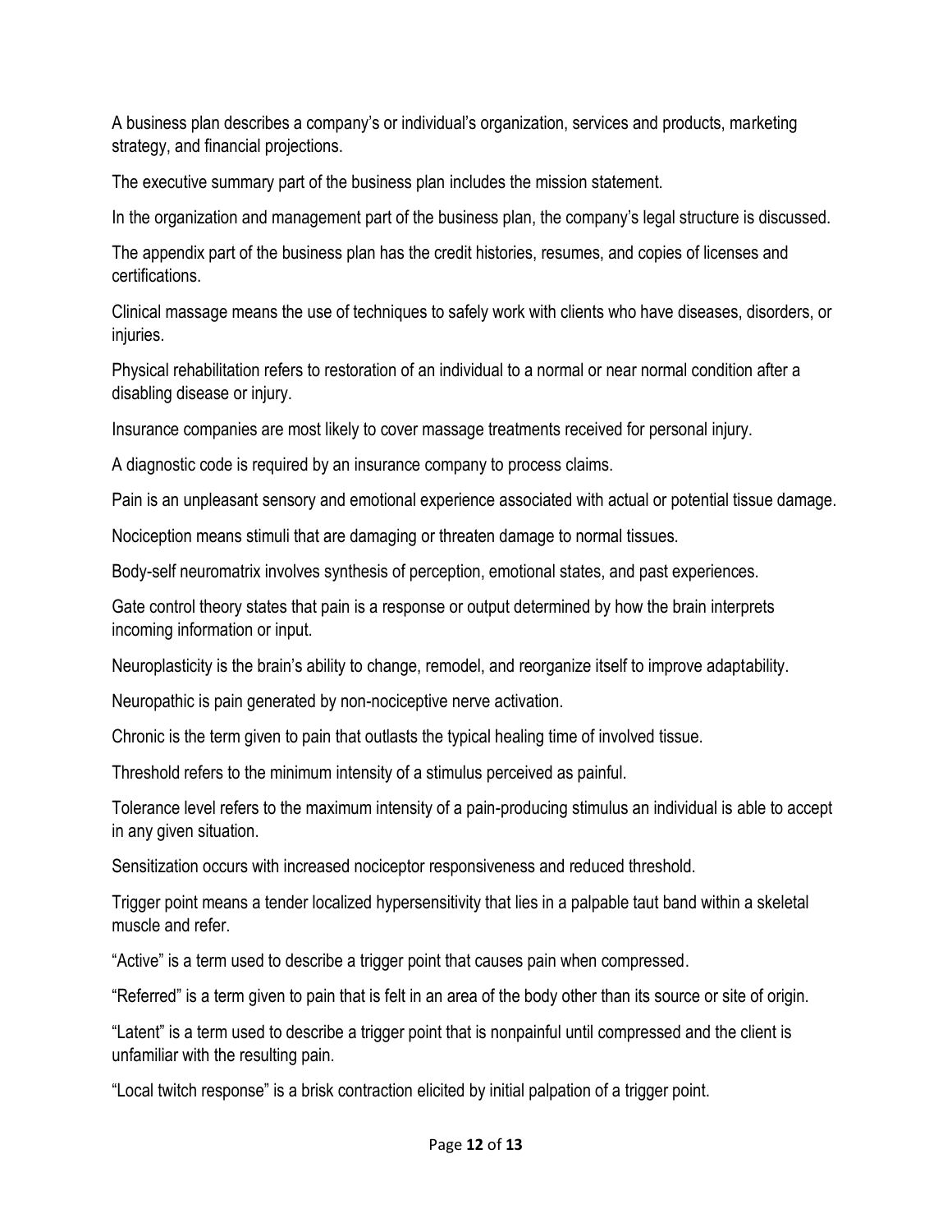A business plan describes a company's or individual's organization, services and products, marketing strategy, and financial projections.

The executive summary part of the business plan includes the mission statement.

In the organization and management part of the business plan, the company's legal structure is discussed.

The appendix part of the business plan has the credit histories, resumes, and copies of licenses and certifications.

Clinical massage means the use of techniques to safely work with clients who have diseases, disorders, or injuries.

Physical rehabilitation refers to restoration of an individual to a normal or near normal condition after a disabling disease or injury.

Insurance companies are most likely to cover massage treatments received for personal injury.

A diagnostic code is required by an insurance company to process claims.

Pain is an unpleasant sensory and emotional experience associated with actual or potential tissue damage.

Nociception means stimuli that are damaging or threaten damage to normal tissues.

Body-self neuromatrix involves synthesis of perception, emotional states, and past experiences.

Gate control theory states that pain is a response or output determined by how the brain interprets incoming information or input.

Neuroplasticity is the brain's ability to change, remodel, and reorganize itself to improve adaptability.

Neuropathic is pain generated by non-nociceptive nerve activation.

Chronic is the term given to pain that outlasts the typical healing time of involved tissue.

Threshold refers to the minimum intensity of a stimulus perceived as painful.

Tolerance level refers to the maximum intensity of a pain-producing stimulus an individual is able to accept in any given situation.

Sensitization occurs with increased nociceptor responsiveness and reduced threshold.

Trigger point means a tender localized hypersensitivity that lies in a palpable taut band within a skeletal muscle and refer.

"Active" is a term used to describe a trigger point that causes pain when compressed.

"Referred" is a term given to pain that is felt in an area of the body other than its source or site of origin.

"Latent" is a term used to describe a trigger point that is nonpainful until compressed and the client is unfamiliar with the resulting pain.

"Local twitch response" is a brisk contraction elicited by initial palpation of a trigger point.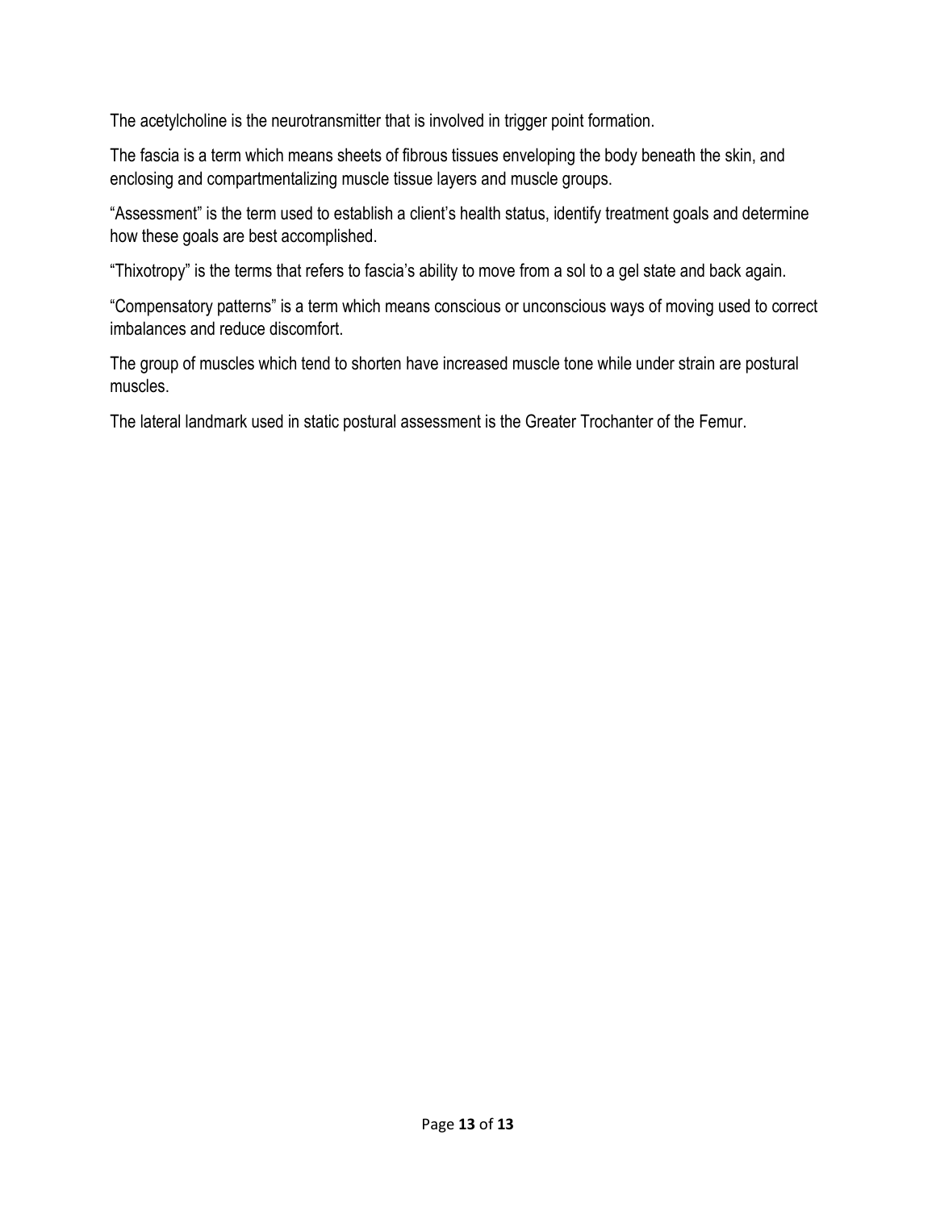The acetylcholine is the neurotransmitter that is involved in trigger point formation.

The fascia is a term which means sheets of fibrous tissues enveloping the body beneath the skin, and enclosing and compartmentalizing muscle tissue layers and muscle groups.

“Assessment” is the term used to establish a client’s health status, identify treatment goals and determine how these goals are best accomplished.

“Thixotropy” is the terms that refers to fascia’s ability to move from a sol to a gel state and back again.

“Compensatory patterns” is a term which means conscious or unconscious ways of moving used to correct imbalances and reduce discomfort.

The group of muscles which tend to shorten have increased muscle tone while under strain are postural muscles.

The lateral landmark used in static postural assessment is the Greater Trochanter of the Femur.